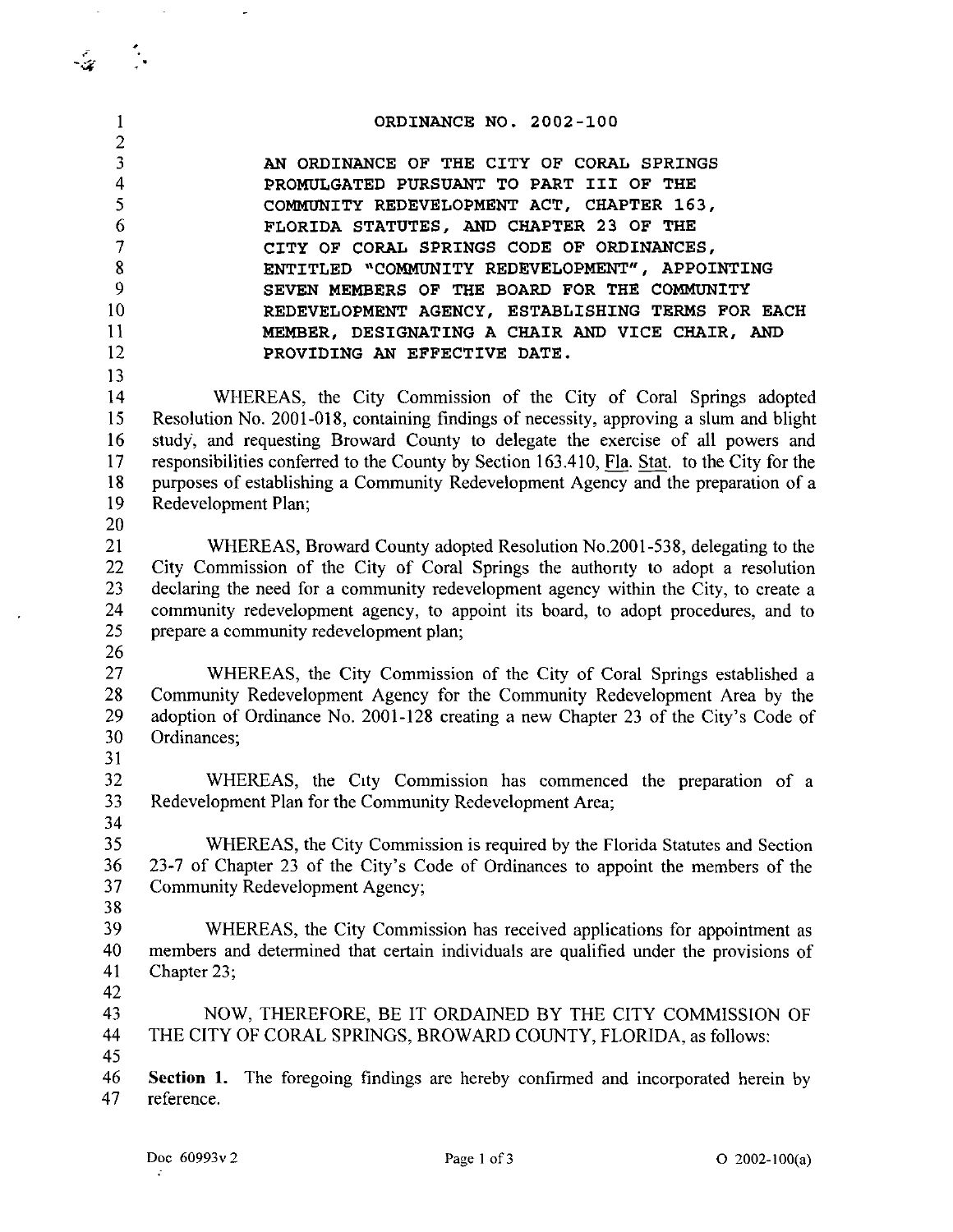# ORDINANCE NO. 2002-100

**AN ORDINANCE OF THE CITY OF CORAL SPRINGS PROMULGATED PURSUANT TO PART III OF THE COMMUNITY REDEVELOPMENT ACT, CHAPTER 163, FLORIDA STATUTES, AND CHAPTER 23 OF THE CITY OF CORAL SPRINGS CODE OF ORDINANCES, ENTITLED "COMMUNITY REDEVELOPMENT", APPOINTING SEVEN MEMBERS OF THE BOARD FOR THE COMMUNITY REDEVELOPMENT AGENCY, ESTABLISHING TERMS FOR EACH MEMBER, DESIGNATING A CHAIR AND VICE CHAIR, AND PROVIDING AN EFFECTIVE DATE.**

WHEREAS, the City Commission of the City of Coral Springs adopted Resolution No. 2001-018, containing findings of necessity, approving a slum and blight study, and requesting Broward County to delegate the exercise of all powers and responsibilities conferred to the County by Section 163.410, Fla. Stat. to the City for the purposes of establishing a Community Redevelopment Agency and the preparation of a Redevelopment Plan;

WHEREAS, Broward County adopted Resolution No.2001-538, delegating to the City Commission of the City of Coral Springs the authority to adopt a resolution declaring the need for a community redevelopment agency within the City, to create a community redevelopment agency, to appoint its board, to adopt procedures, and to prepare a community redevelopment plan;

WHEREAS, the City Commission of the City of Coral Springs established a Community Redevelopment Agency for the Community Redevelopment Area by the adoption of Ordinance No. 2001-128 creating a new Chapter 23 of the City's Code of Ordinances;

WHEREAS, the City Commission has commenced the preparation of a Redevelopment Plan for the Community Redevelopment Area;

WHEREAS, the City Commission is required by the Florida Statutes and Section 23-7 of Chapter 23 of the City's Code of Ordinances to appoint the members of the Community Redevelopment Agency;

WHEREAS, the City Commission has received applications for appointment as members and determined that certain individuals are qualified under the provisions of Chapter 23;

NOW, THEREFORE, BE IT ORDAINED BY THE CITY COMMISSION OF THE CITY OF CORAL SPRINGS, BROWARD COUNTY, FLORIDA, as follows:

**Section 1.** The foregoing findings are hereby confirmed and incorporated herein by reference.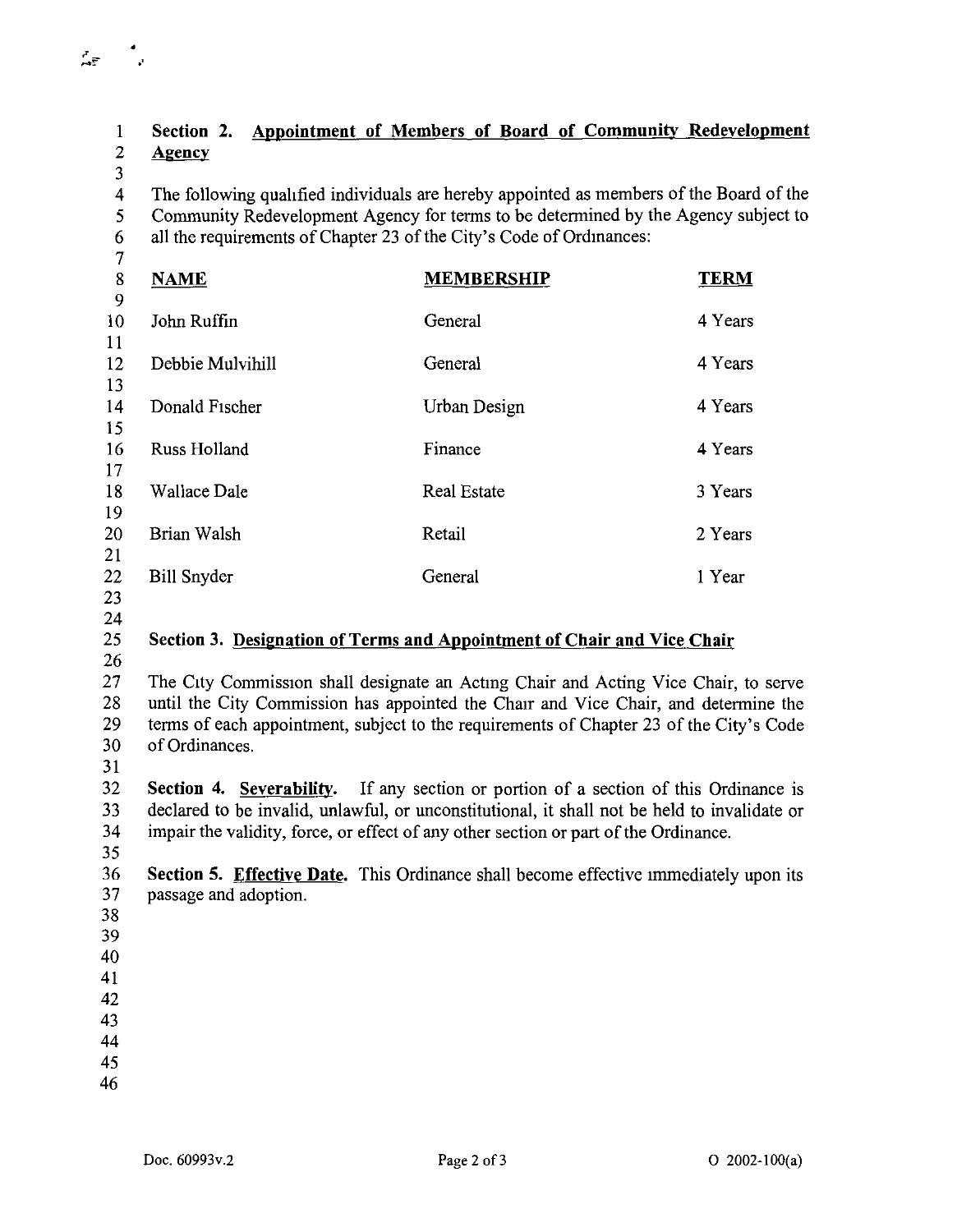**Section 2. Appointment of Members of Board of Community Redevelopment Agency**

The following qualified individuals are hereby appointed as members of the Board of the Community Redevelopment Agency for terms to be determined by the Agency subject to all the requirements of Chapter 23 of the City's Code of Ordinances:

| NAME | MEMBERSHIP | TERM |
|---|---|---|
| John Ruffin | General | 4 Years |
| Debbie Mulvihill | General | 4 Years |
| Donald Fischer | Urban Design | 4 Years |
| Russ Holland | Finance | 4 Years |
| Wallace Dale | Real Estate | 3 Years |
| Brian Walsh | Retail | 2 Years |
| Bill Snyder | General | 1 Year |

**Section 3. Designation of Terms and Appointment of Chair and Vice Chair**

The City Commission shall designate an Acting Chair and Acting Vice Chair, to serve until the City Commission has appointed the Chair and Vice Chair, and determine the terms of each appointment, subject to the requirements of Chapter 23 of the City's Code of Ordinances.

**Section 4. Severability.** If any section or portion of a section of this Ordinance is declared to be invalid, unlawful, or unconstitutional, it shall not be held to invalidate or impair the validity, force, or effect of any other section or part of the Ordinance.

**Section 5. Effective Date.** This Ordinance shall become effective immediately upon its passage and adoption.

Doc. 60993v.2 O 2002-100(a)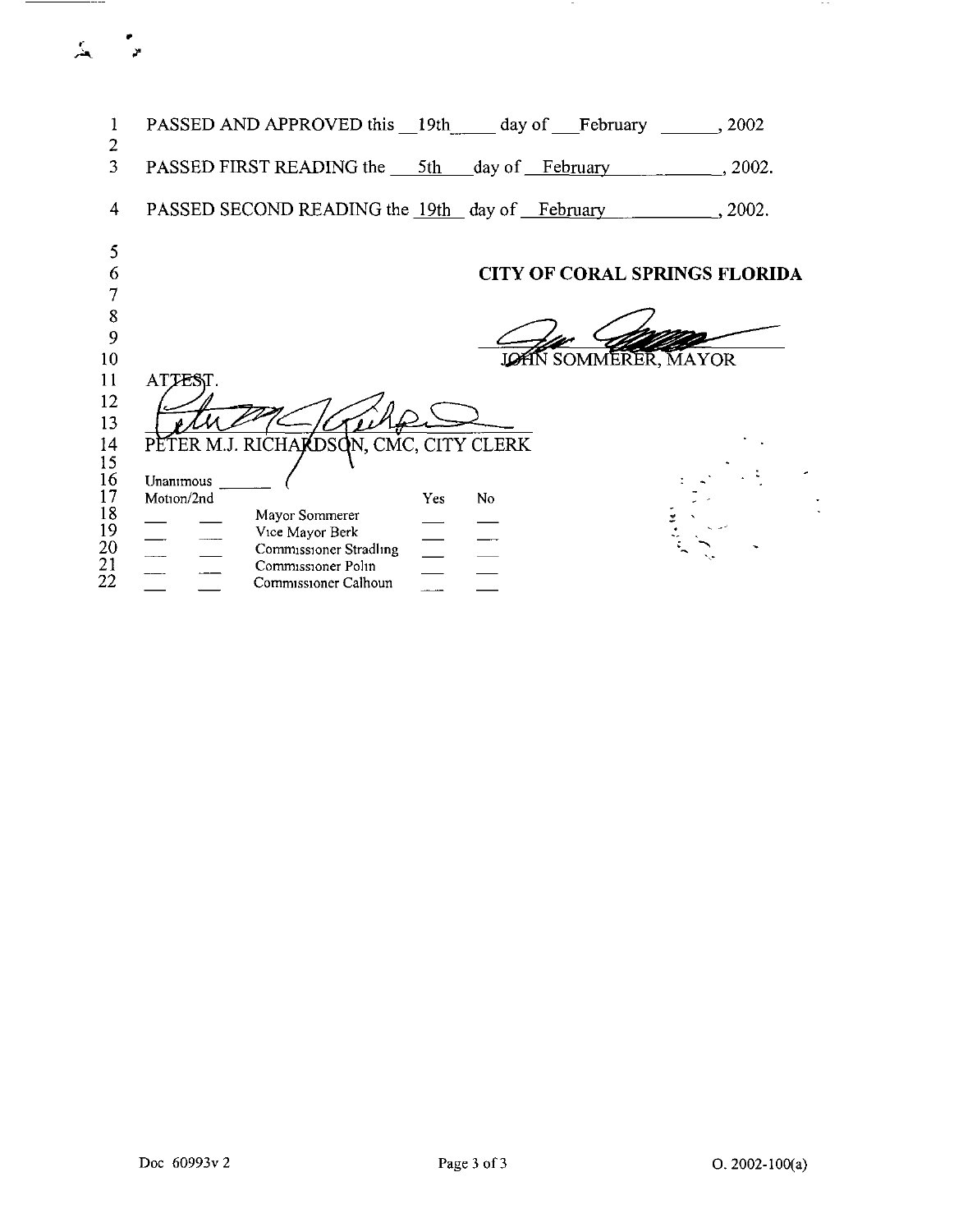PASSED AND APPROVED this 19th day of February, 2002

PASSED FIRST READING the 5th day of February, 2002.

PASSED SECOND READING the 19th day of February, 2002.

**CITY OF CORAL SPRINGS FLORIDA**

JOHN SOMMERER, MAYOR

ATTEST.

PETER M.J. RICHARDSON, CMC, CITY CLERK

Unanimous \_\_\_\_\_\_

| Motion/2nd | | | Yes | No |
|---|---|---|---|---|
| ___ | ___ | Mayor Sommerer | ___ | ___ |
| ___ | ___ | Vice Mayor Berk | ___ | ___ |
| ___ | ___ | Commissioner Stradling | ___ | ___ |
| ___ | ___ | Commissioner Polin | ___ | ___ |
| ___ | ___ | Commissioner Calhoun | ___ | ___ |

Doc 60993v 2

O. 2002-100(a)